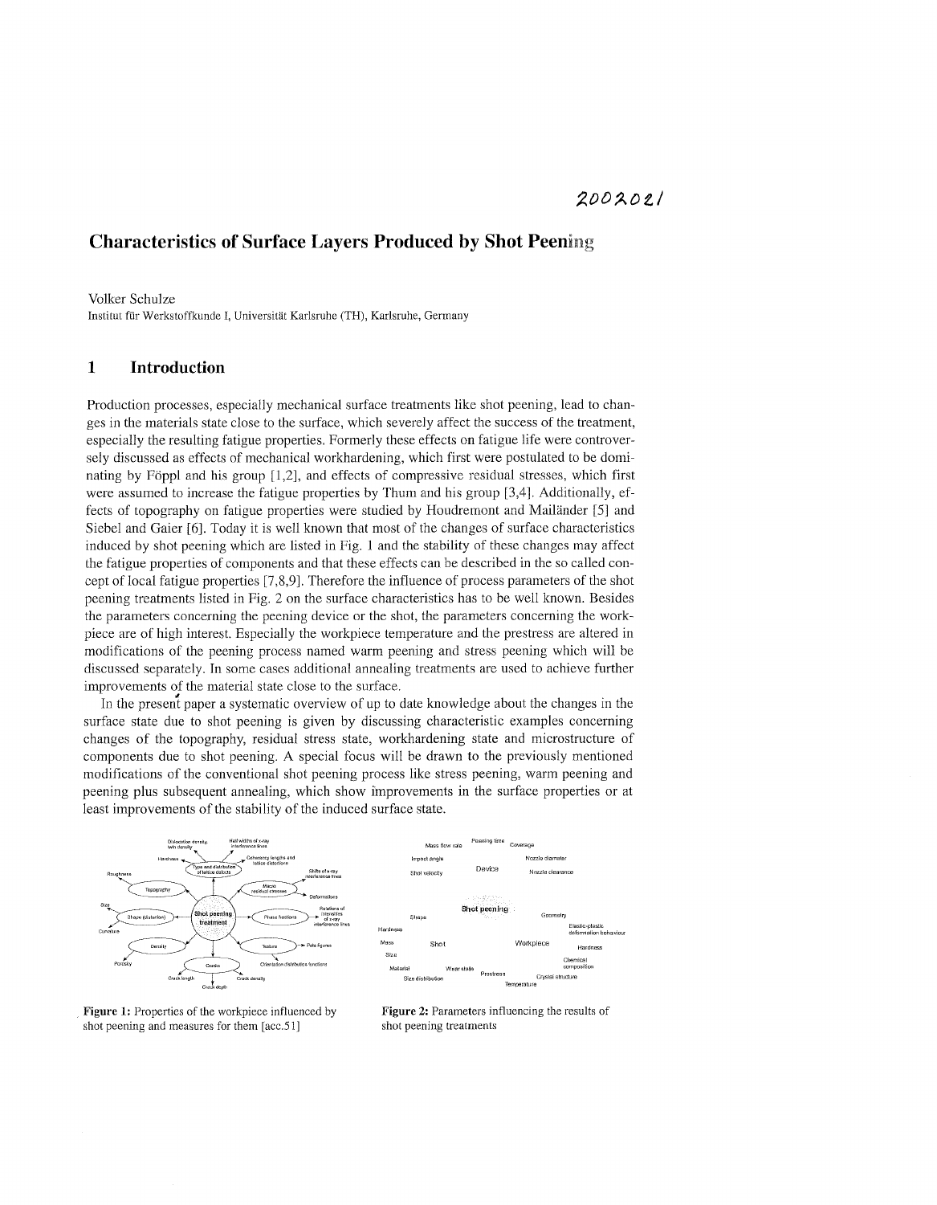2002021

# Characteristics of Surface Layers Produced by Shot Peening

Volker Schulze
Institut für Werkstoffkunde I, Universität Karlsruhe (TH), Karlsruhe, Germany

## 1 Introduction

Production processes, especially mechanical surface treatments like shot peening, lead to changes in the materials state close to the surface, which severely affect the success of the treatment, especially the resulting fatigue properties. Formerly these effects on fatigue life were controversely discussed as effects of mechanical workhardening, which first were postulated to be dominating by Föppl and his group [1,2], and effects of compressive residual stresses, which first were assumed to increase the fatigue properties by Thum and his group [3,4]. Additionally, effects of topography on fatigue properties were studied by Houdremont and Mailänder [5] and Siebel and Gaier [6]. Today it is well known that most of the changes of surface characteristics induced by shot peening which are listed in Fig. 1 and the stability of these changes may affect the fatigue properties of components and that these effects can be described in the so called concept of local fatigue properties [7,8,9]. Therefore the influence of process parameters of the shot peening treatments listed in Fig. 2 on the surface characteristics has to be well known. Besides the parameters concerning the peening device or the shot, the parameters concerning the workpiece are of high interest. Especially the workpiece temperature and the prestress are altered in modifications of the peening process named warm peening and stress peening which will be discussed separately. In some cases additional annealing treatments are used to achieve further improvements of the material state close to the surface.

In the present paper a systematic overview of up to date knowledge about the changes in the surface state due to shot peening is given by discussing characteristic examples concerning changes of the topography, residual stress state, workhardening state and microstructure of components due to shot peening. A special focus will be drawn to the previously mentioned modifications of the conventional shot peening process like stress peening, warm peening and peening plus subsequent annealing, which show improvements in the surface properties or at least improvements of the stability of the induced surface state.

**Figure 1:** Properties of the workpiece influenced by shot peening and measures for them [acc.51]

**Figure 2:** Parameters influencing the results of shot peening treatments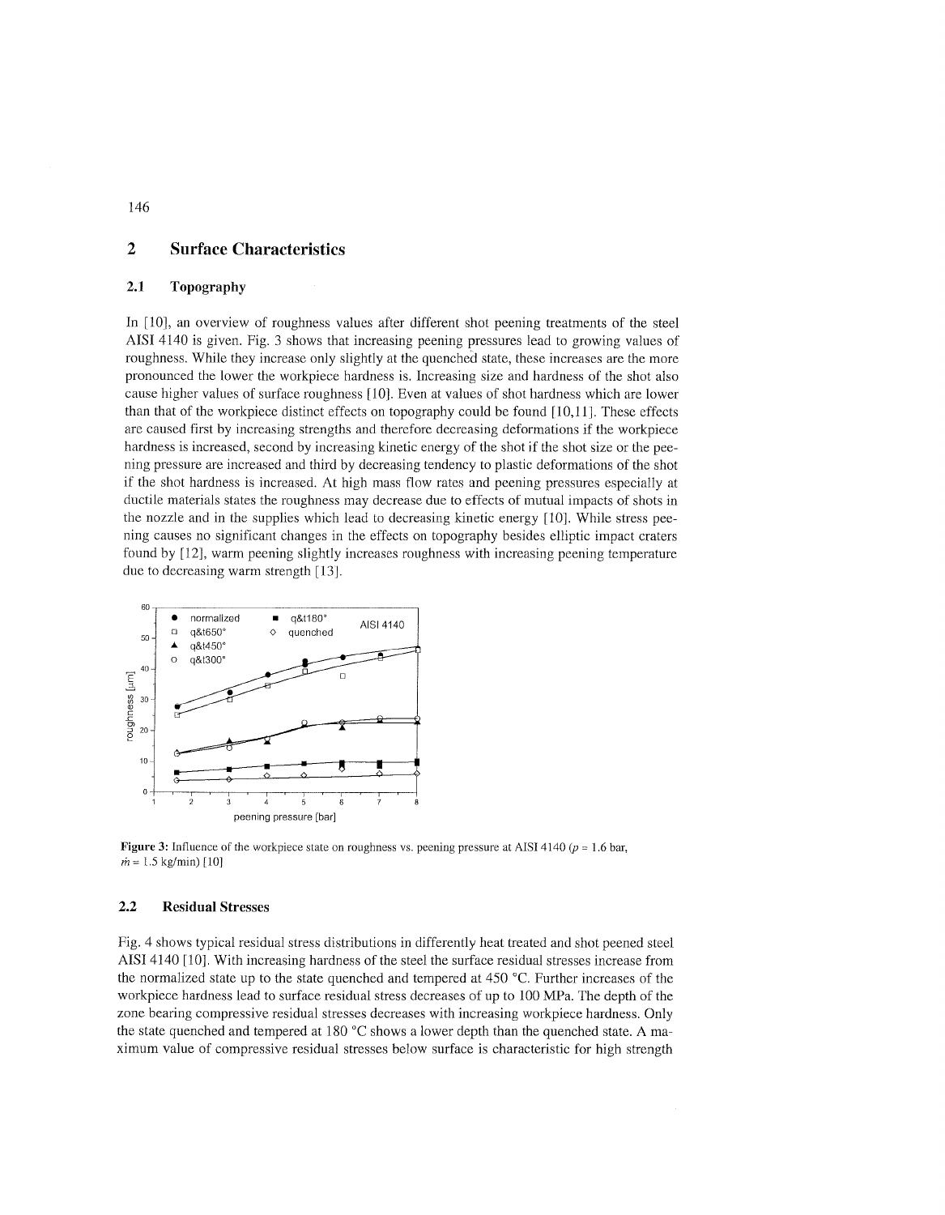## 2 Surface Characteristics

### 2.1 Topography

In [10], an overview of roughness values after different shot peening treatments of the steel AISI 4140 is given. Fig. 3 shows that increasing peening pressures lead to growing values of roughness. While they increase only slightly at the quenched state, these increases are the more pronounced the lower the workpiece hardness is. Increasing size and hardness of the shot also cause higher values of surface roughness [10]. Even at values of shot hardness which are lower than that of the workpiece distinct effects on topography could be found [10,11]. These effects are caused first by increasing strengths and therefore decreasing deformations if the workpiece hardness is increased, second by increasing kinetic energy of the shot if the shot size or the peening pressure are increased and third by decreasing tendency to plastic deformations of the shot if the shot hardness is increased. At high mass flow rates and peening pressures especially at ductile materials states the roughness may decrease due to effects of mutual impacts of shots in the nozzle and in the supplies which lead to decreasing kinetic energy [10]. While stress peening causes no significant changes in the effects on topography besides elliptic impact craters found by [12], warm peening slightly increases roughness with increasing peening temperature due to decreasing warm strength [13].

Figure 3: Influence of the workpiece state on roughness vs. peening pressure at AISI 4140 ($p$ = 1.6 bar, $\dot{m}$ = 1.5 kg/min) [10]

### 2.2 Residual Stresses

Fig. 4 shows typical residual stress distributions in differently heat treated and shot peened steel AISI 4140 [10]. With increasing hardness of the steel the surface residual stresses increase from the normalized state up to the state quenched and tempered at 450 °C. Further increases of the workpiece hardness lead to surface residual stress decreases of up to 100 MPa. The depth of the zone bearing compressive residual stresses decreases with increasing workpiece hardness. Only the state quenched and tempered at 180 °C shows a lower depth than the quenched state. A maximum value of compressive residual stresses below surface is characteristic for high strength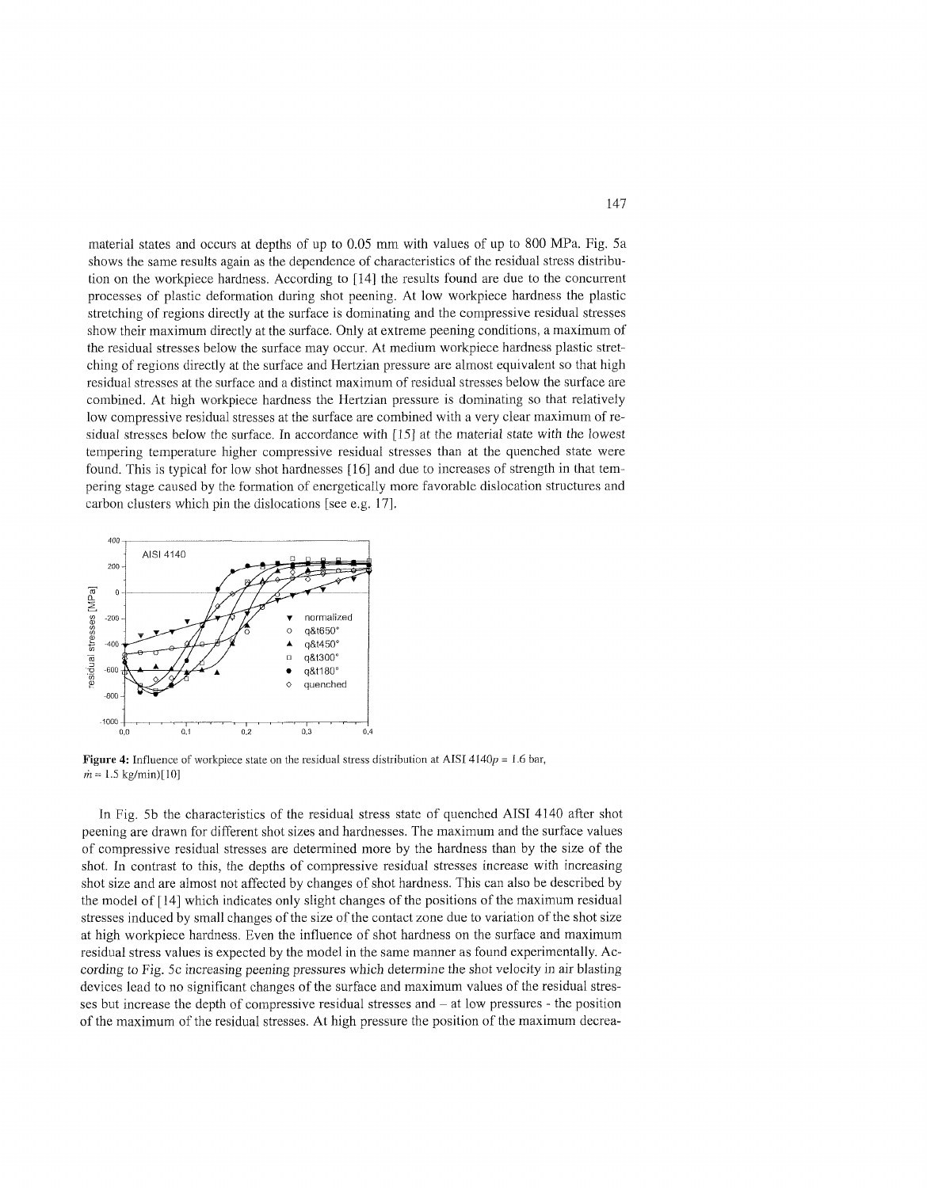material states and occurs at depths of up to 0.05 mm with values of up to 800 MPa. Fig. 5a shows the same results again as the dependence of characteristics of the residual stress distribution on the workpiece hardness. According to [14] the results found are due to the concurrent processes of plastic deformation during shot peening. At low workpiece hardness the plastic stretching of regions directly at the surface is dominating and the compressive residual stresses show their maximum directly at the surface. Only at extreme peening conditions, a maximum of the residual stresses below the surface may occur. At medium workpiece hardness plastic stretching of regions directly at the surface and Hertzian pressure are almost equivalent so that high residual stresses at the surface and a distinct maximum of residual stresses below the surface are combined. At high workpiece hardness the Hertzian pressure is dominating so that relatively low compressive residual stresses at the surface are combined with a very clear maximum of residual stresses below the surface. In accordance with [15] at the material state with the lowest tempering temperature higher compressive residual stresses than at the quenched state were found. This is typical for low shot hardnesses [16] and due to increases of strength in that tempering stage caused by the formation of energetically more favorable dislocation structures and carbon clusters which pin the dislocations [see e.g. 17].

**Figure 4:** Influence of workpiece state on the residual stress distribution at AISI 4140$p$ = 1.6 bar, $\dot{m}$ = 1.5 kg/min)[10]

In Fig. 5b the characteristics of the residual stress state of quenched AISI 4140 after shot peening are drawn for different shot sizes and hardnesses. The maximum and the surface values of compressive residual stresses are determined more by the hardness than by the size of the shot. In contrast to this, the depths of compressive residual stresses increase with increasing shot size and are almost not affected by changes of shot hardness. This can also be described by the model of [14] which indicates only slight changes of the positions of the maximum residual stresses induced by small changes of the size of the contact zone due to variation of the shot size at high workpiece hardness. Even the influence of shot hardness on the surface and maximum residual stress values is expected by the model in the same manner as found experimentally. According to Fig. 5c increasing peening pressures which determine the shot velocity in air blasting devices lead to no significant changes of the surface and maximum values of the residual stresses but increase the depth of compressive residual stresses and – at low pressures - the position of the maximum of the residual stresses. At high pressure the position of the maximum decrea-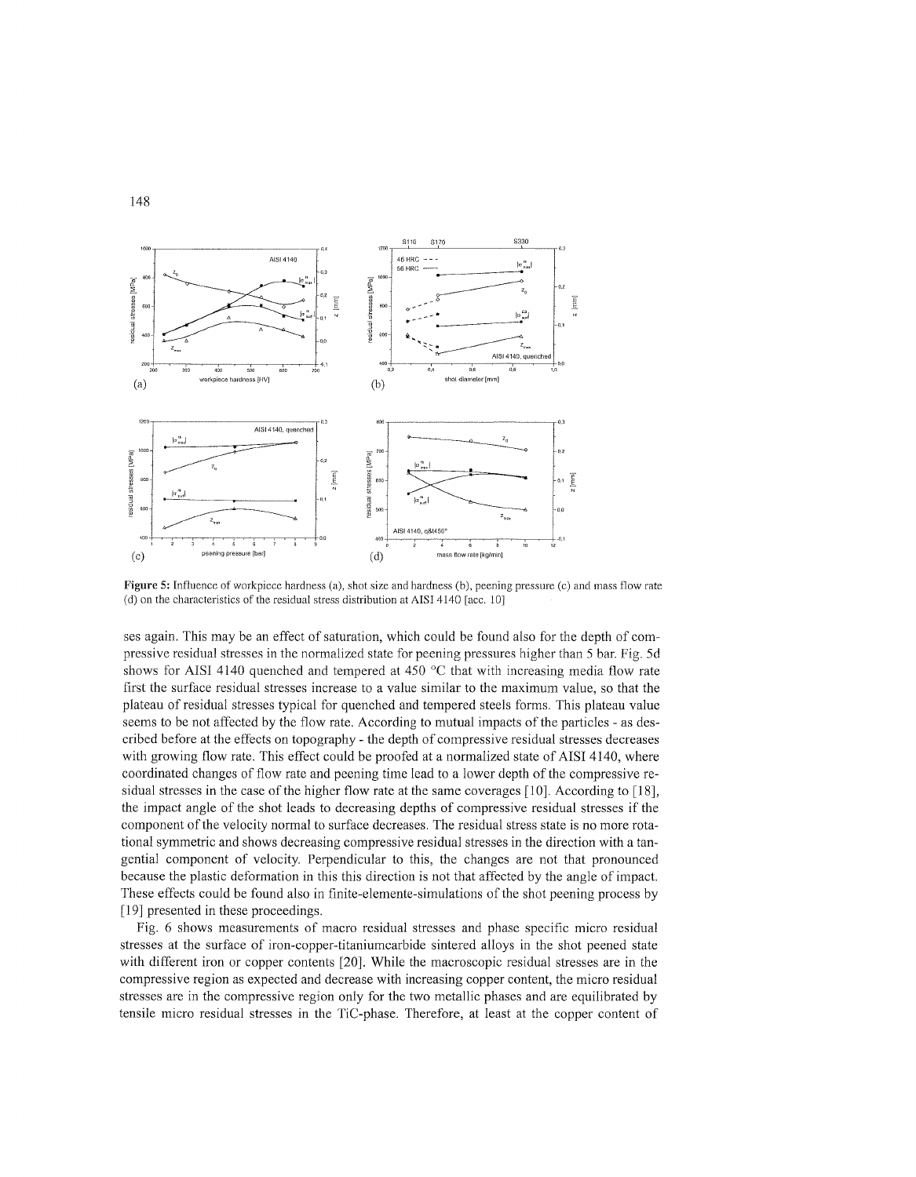1000

AISI 4140

$z_0$

$|\sigma^{rs}_{max}|$

$|\sigma^{rs}_{surf}|$

$z_{max}$

residual stresses [MPa]

z [mm]

workpiece hardness [HV]

(a)

S110 S170 S330

46 HRC

56 HRC

$|\sigma^{rs}_{max}|$

$z_0$

$|\sigma^{rs}_{surf}|$

$z_{max}$

AISI 4140, quenched

residual stresses [MPa]

z [mm]

shot diameter [mm]

(b)

AISI 4140, quenched

$|\sigma^{rs}_{max}|$

$z_0$

$|\sigma^{rs}_{surf}|$

$z_{max}$

residual stresses [MPa]

z [mm]

peening pressure [bar]

(c)

$z_0$

$|\sigma^{rs}_{max}|$

$|\sigma^{rs}_{surf}|$

$z_{max}$

AISI 4140, q&t450°

residual stresses [MPa]

z [mm]

mass flow rate [kg/min]

(d)

**Figure 5:** Influence of workpiece hardness (a), shot size and hardness (b), peening pressure (c) and mass flow rate (d) on the characteristics of the residual stress distribution at AISI 4140 [acc. 10]

ses again. This may be an effect of saturation, which could be found also for the depth of compressive residual stresses in the normalized state for peening pressures higher than 5 bar. Fig. 5d shows for AISI 4140 quenched and tempered at 450 °C that with increasing media flow rate first the surface residual stresses increase to a value similar to the maximum value, so that the plateau of residual stresses typical for quenched and tempered steels forms. This plateau value seems to be not affected by the flow rate. According to mutual impacts of the particles - as described before at the effects on topography - the depth of compressive residual stresses decreases with growing flow rate. This effect could be proofed at a normalized state of AISI 4140, where coordinated changes of flow rate and peening time lead to a lower depth of the compressive residual stresses in the case of the higher flow rate at the same coverages [10]. According to [18], the impact angle of the shot leads to decreasing depths of compressive residual stresses if the component of the velocity normal to surface decreases. The residual stress state is no more rotational symmetric and shows decreasing compressive residual stresses in the direction with a tangential component of velocity. Perpendicular to this, the changes are not that pronounced because the plastic deformation in this this direction is not that affected by the angle of impact. These effects could be found also in finite-elemente-simulations of the shot peening process by [19] presented in these proceedings.

Fig. 6 shows measurements of macro residual stresses and phase specific micro residual stresses at the surface of iron-copper-titaniumcarbide sintered alloys in the shot peened state with different iron or copper contents [20]. While the macroscopic residual stresses are in the compressive region as expected and decrease with increasing copper content, the micro residual stresses are in the compressive region only for the two metallic phases and are equilibrated by tensile micro residual stresses in the TiC-phase. Therefore, at least at the copper content of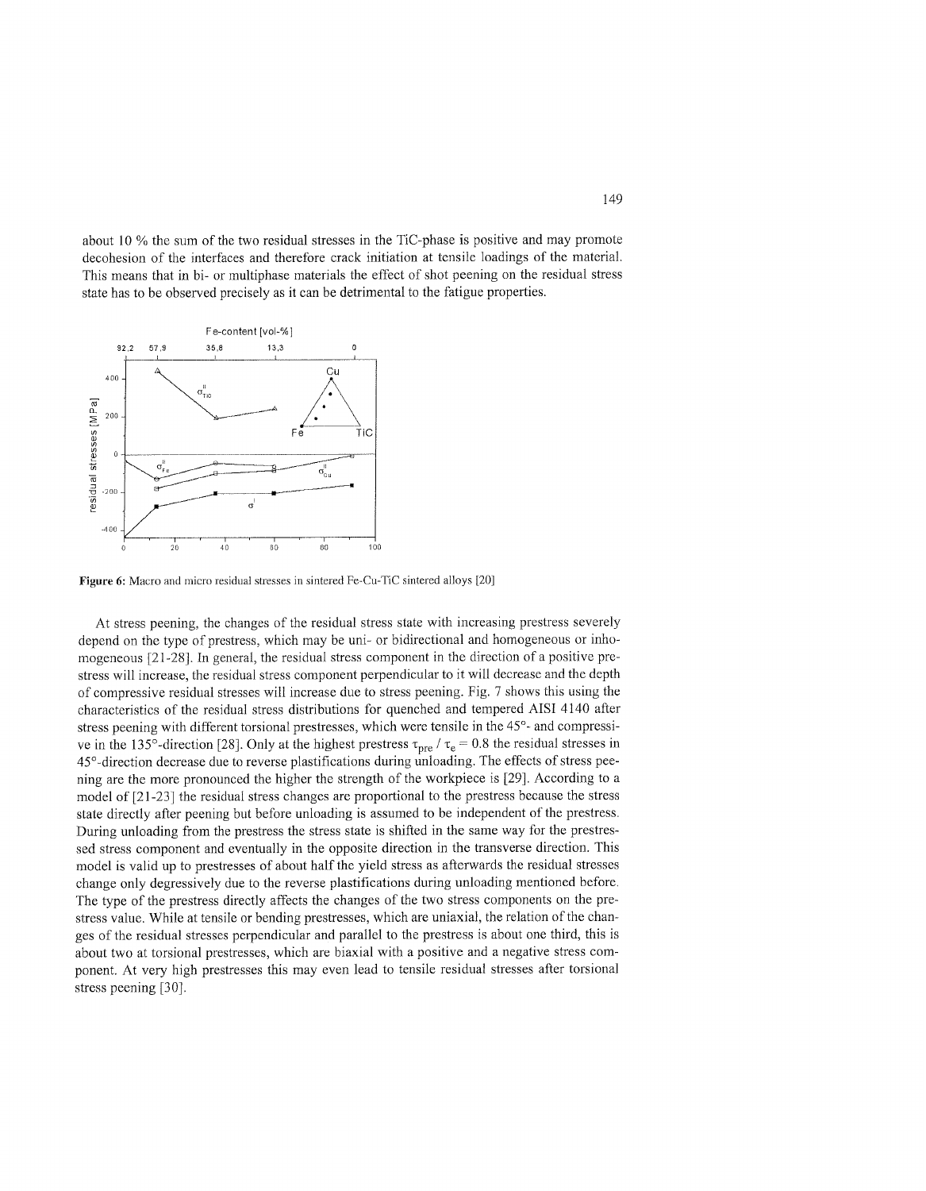about 10 % the sum of the two residual stresses in the TiC-phase is positive and may promote decohesion of the interfaces and therefore crack initiation at tensile loadings of the material. This means that in bi- or multiphase materials the effect of shot peening on the residual stress state has to be observed precisely as it can be detrimental to the fatigue properties.

**Figure 6:** Macro and micro residual stresses in sintered Fe-Cu-TiC sintered alloys [20]

At stress peening, the changes of the residual stress state with increasing prestress severely depend on the type of prestress, which may be uni- or bidirectional and homogeneous or inhomogeneous [21-28]. In general, the residual stress component in the direction of a positive prestress will increase, the residual stress component perpendicular to it will decrease and the depth of compressive residual stresses will increase due to stress peening. Fig. 7 shows this using the characteristics of the residual stress distributions for quenched and tempered AISI 4140 after stress peening with different torsional prestresses, which were tensile in the 45°- and compressive in the 135°-direction [28]. Only at the highest prestress $\tau_{pre} / \tau_e = 0.8$ the residual stresses in 45°-direction decrease due to reverse plastifications during unloading. The effects of stress peening are the more pronounced the higher the strength of the workpiece is [29]. According to a model of [21-23] the residual stress changes are proportional to the prestress because the stress state directly after peening but before unloading is assumed to be independent of the prestress. During unloading from the prestress the stress state is shifted in the same way for the prestressed stress component and eventually in the opposite direction in the transverse direction. This model is valid up to prestresses of about half the yield stress as afterwards the residual stresses change only degressively due to the reverse plastifications during unloading mentioned before. The type of the prestress directly affects the changes of the two stress components on the prestress value. While at tensile or bending prestresses, which are uniaxial, the relation of the changes of the residual stresses perpendicular and parallel to the prestress is about one third, this is about two at torsional prestresses, which are biaxial with a positive and a negative stress component. At very high prestresses this may even lead to tensile residual stresses after torsional stress peening [30].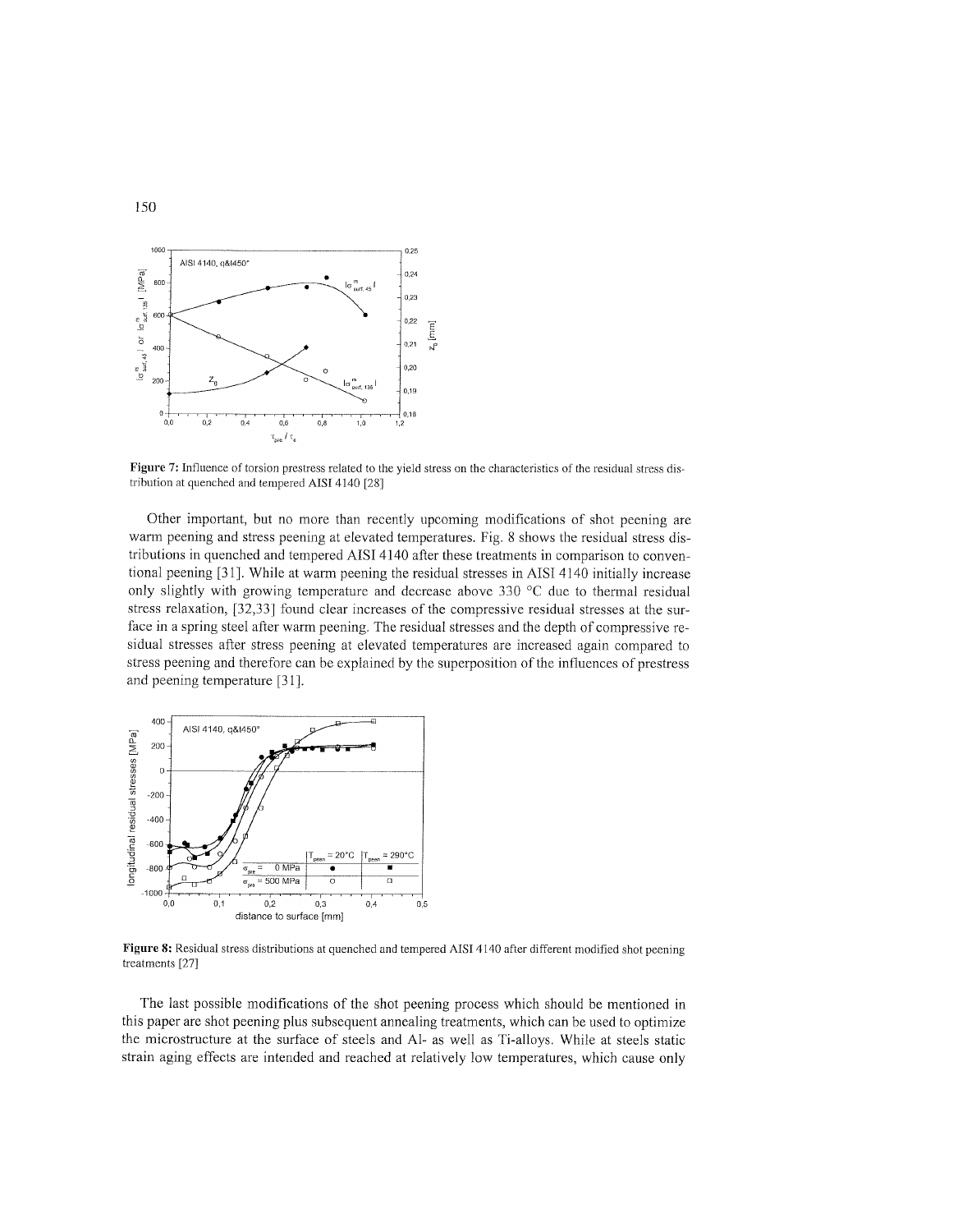Figure 7: Influence of torsion prestress related to the yield stress on the characteristics of the residual stress distribution at quenched and tempered AISI 4140 [28]

Other important, but no more than recently upcoming modifications of shot peening are warm peening and stress peening at elevated temperatures. Fig. 8 shows the residual stress distributions in quenched and tempered AISI 4140 after these treatments in comparison to conventional peening [31]. While at warm peening the residual stresses in AISI 4140 initially increase only slightly with growing temperature and decrease above 330 °C due to thermal residual stress relaxation, [32,33] found clear increases of the compressive residual stresses at the surface in a spring steel after warm peening. The residual stresses and the depth of compressive residual stresses after stress peening at elevated temperatures are increased again compared to stress peening and therefore can be explained by the superposition of the influences of prestress and peening temperature [31].

Figure 8: Residual stress distributions at quenched and tempered AISI 4140 after different modified shot peening treatments [27]

The last possible modifications of the shot peening process which should be mentioned in this paper are shot peening plus subsequent annealing treatments, which can be used to optimize the microstructure at the surface of steels and Al- as well as Ti-alloys. While at steels static strain aging effects are intended and reached at relatively low temperatures, which cause only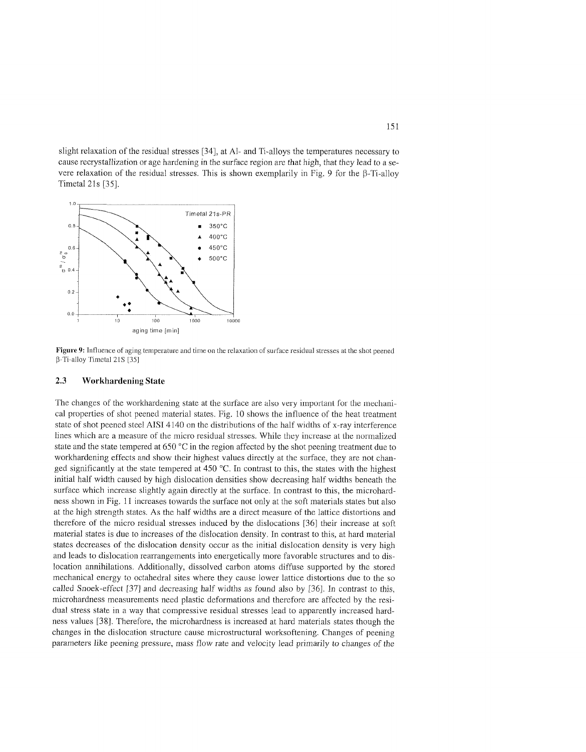slight relaxation of the residual stresses [34], at Al- and Ti-alloys the temperatures necessary to cause recrystallization or age hardening in the surface region are that high, that they lead to a severe relaxation of the residual stresses. This is shown exemplarily in Fig. 9 for the β-Ti-alloy Timetal 21s [35].

**Figure 9:** Influence of aging temperature and time on the relaxation of surface residual stresses at the shot peened β-Ti-alloy Timetal 21S [35]

### 2.3 Workhardening State

The changes of the workhardening state at the surface are also very important for the mechanical properties of shot peened material states. Fig. 10 shows the influence of the heat treatment state of shot peened steel AISI 4140 on the distributions of the half widths of x-ray interference lines which are a measure of the micro residual stresses. While they increase at the normalized state and the state tempered at 650 °C in the region affected by the shot peening treatment due to workhardening effects and show their highest values directly at the surface, they are not changed significantly at the state tempered at 450 °C. In contrast to this, the states with the highest initial half width caused by high dislocation densities show decreasing half widths beneath the surface which increase slightly again directly at the surface. In contrast to this, the microhardness shown in Fig. 11 increases towards the surface not only at the soft materials states but also at the high strength states. As the half widths are a direct measure of the lattice distortions and therefore of the micro residual stresses induced by the dislocations [36] their increase at soft material states is due to increases of the dislocation density. In contrast to this, at hard material states decreases of the dislocation density occur as the initial dislocation density is very high and leads to dislocation rearrangements into energetically more favorable structures and to dislocation annihilations. Additionally, dissolved carbon atoms diffuse supported by the stored mechanical energy to octahedral sites where they cause lower lattice distortions due to the so called Snoek-effect [37] and decreasing half widths as found also by [36]. In contrast to this, microhardness measurements need plastic deformations and therefore are affected by the residual stress state in a way that compressive residual stresses lead to apparently increased hardness values [38]. Therefore, the microhardness is increased at hard materials states though the changes in the dislocation structure cause microstructural worksoftening. Changes of peening parameters like peening pressure, mass flow rate and velocity lead primarily to changes of the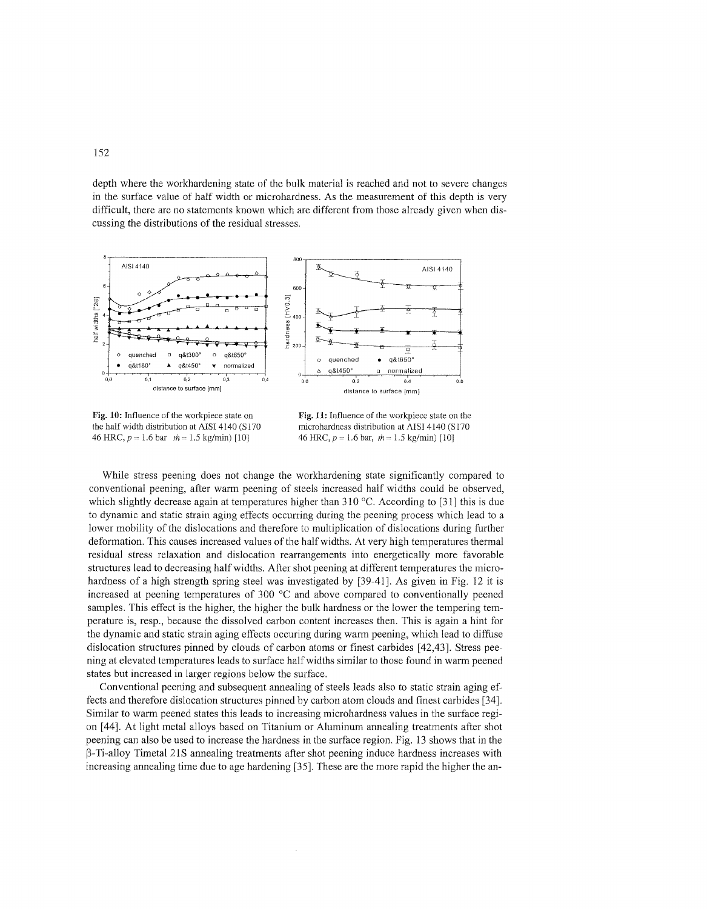depth where the workhardening state of the bulk material is reached and not to severe changes in the surface value of half width or microhardness. As the measurement of this depth is very difficult, there are no statements known which are different from those already given when discussing the distributions of the residual stresses.

**Fig. 10:** Influence of the workpiece state on the half width distribution at AISI 4140 (S170 46 HRC, $p$ = 1.6 bar $\dot{m}$ = 1.5 kg/min) [10]

**Fig. 11:** Influence of the workpiece state on the microhardness distribution at AISI 4140 (S170 46 HRC, $p$ = 1.6 bar, $\dot{m}$ = 1.5 kg/min) [10]

While stress peening does not change the workhardening state significantly compared to conventional peening, after warm peening of steels increased half widths could be observed, which slightly decrease again at temperatures higher than 310 °C. According to [31] this is due to dynamic and static strain aging effects occurring during the peening process which lead to a lower mobility of the dislocations and therefore to multiplication of dislocations during further deformation. This causes increased values of the half widths. At very high temperatures thermal residual stress relaxation and dislocation rearrangements into energetically more favorable structures lead to decreasing half widths. After shot peening at different temperatures the microhardness of a high strength spring steel was investigated by [39-41]. As given in Fig. 12 it is increased at peening temperatures of 300 °C and above compared to conventionally peened samples. This effect is the higher, the higher the bulk hardness or the lower the tempering temperature is, resp., because the dissolved carbon content increases then. This is again a hint for the dynamic and static strain aging effects occuring during warm peening, which lead to diffuse dislocation structures pinned by clouds of carbon atoms or finest carbides [42,43]. Stress peening at elevated temperatures leads to surface half widths similar to those found in warm peened states but increased in larger regions below the surface.

Conventional peening and subsequent annealing of steels leads also to static strain aging effects and therefore dislocation structures pinned by carbon atom clouds and finest carbides [34]. Similar to warm peened states this leads to increasing microhardness values in the surface region [44]. At light metal alloys based on Titanium or Aluminum annealing treatments after shot peening can also be used to increase the hardness in the surface region. Fig. 13 shows that in the β-Ti-alloy Timetal 21S annealing treatments after shot peening induce hardness increases with increasing annealing time due to age hardening [35]. These are the more rapid the higher the an-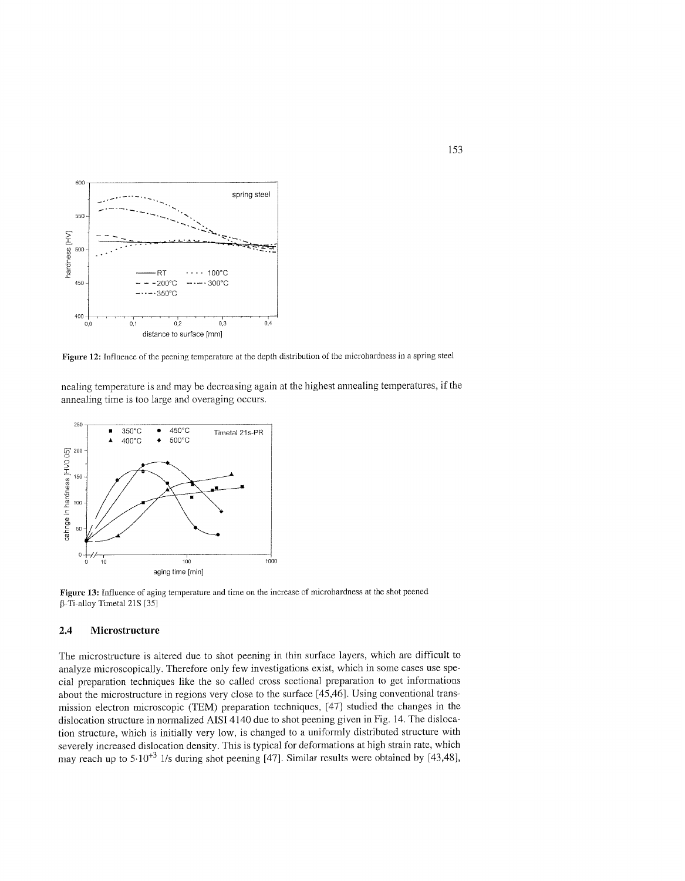Figure 12: Influence of the peening temperature at the depth distribution of the microhardness in a spring steel

nealing temperature is and may be decreasing again at the highest annealing temperatures, if the annealing time is too large and overaging occurs.

Figure 13: Influence of aging temperature and time on the increase of microhardness at the shot peened β-Ti-alloy Timetal 21S [35]

## 2.4 Microstructure

The microstructure is altered due to shot peening in thin surface layers, which are difficult to analyze microscopically. Therefore only few investigations exist, which in some cases use special preparation techniques like the so called cross sectional preparation to get informations about the microstructure in regions very close to the surface [45,46]. Using conventional transmission electron microscopic (TEM) preparation techniques, [47] studied the changes in the dislocation structure in normalized AISI 4140 due to shot peening given in Fig. 14. The dislocation structure, which is initially very low, is changed to a uniformly distributed structure with severely increased dislocation density. This is typical for deformations at high strain rate, which may reach up to $5 \cdot 10^{+3}$ 1/s during shot peening [47]. Similar results were obtained by [43,48],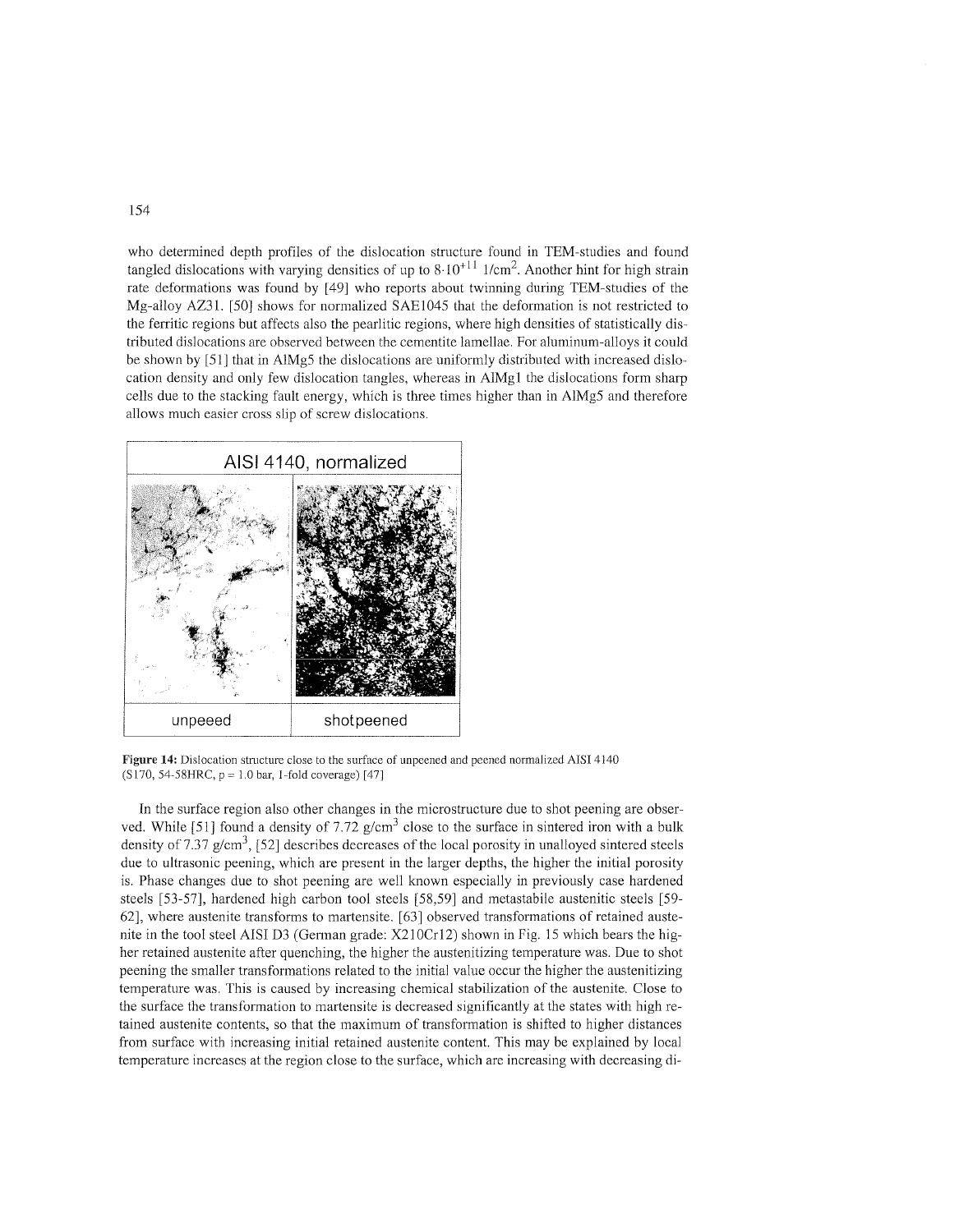who determined depth profiles of the dislocation structure found in TEM-studies and found tangled dislocations with varying densities of up to $8 \cdot 10^{+11}$ $1/cm^2$. Another hint for high strain rate deformations was found by [49] who reports about twinning during TEM-studies of the Mg-alloy AZ31. [50] shows for normalized SAE1045 that the deformation is not restricted to the ferritic regions but affects also the pearlitic regions, where high densities of statistically distributed dislocations are observed between the cementite lamellae. For aluminum-alloys it could be shown by [51] that in AlMg5 the dislocations are uniformly distributed with increased dislocation density and only few dislocation tangles, whereas in AlMg1 the dislocations form sharp cells due to the stacking fault energy, which is three times higher than in AlMg5 and therefore allows much easier cross slip of screw dislocations.

AISI 4140, normalized

unpeeed | shotpeened

**Figure 14:** Dislocation structure close to the surface of unpeened and peened normalized AISI 4140 (S170, 54-58HRC, p = 1.0 bar, 1-fold coverage) [47]

In the surface region also other changes in the microstructure due to shot peening are observed. While [51] found a density of 7.72 $g/cm^3$ close to the surface in sintered iron with a bulk density of 7.37 $g/cm^3$, [52] describes decreases of the local porosity in unalloyed sintered steels due to ultrasonic peening, which are present in the larger depths, the higher the initial porosity is. Phase changes due to shot peening are well known especially in previously case hardened steels [53-57], hardened high carbon tool steels [58,59] and metastabile austenitic steels [59-62], where austenite transforms to martensite. [63] observed transformations of retained austenite in the tool steel AISI D3 (German grade: X210Cr12) shown in Fig. 15 which bears the higher retained austenite after quenching, the higher the austenitizing temperature was. Due to shot peening the smaller transformations related to the initial value occur the higher the austenitizing temperature was. This is caused by increasing chemical stabilization of the austenite. Close to the surface the transformation to martensite is decreased significantly at the states with high retained austenite contents, so that the maximum of transformation is shifted to higher distances from surface with increasing initial retained austenite content. This may be explained by local temperature increases at the region close to the surface, which are increasing with decreasing di-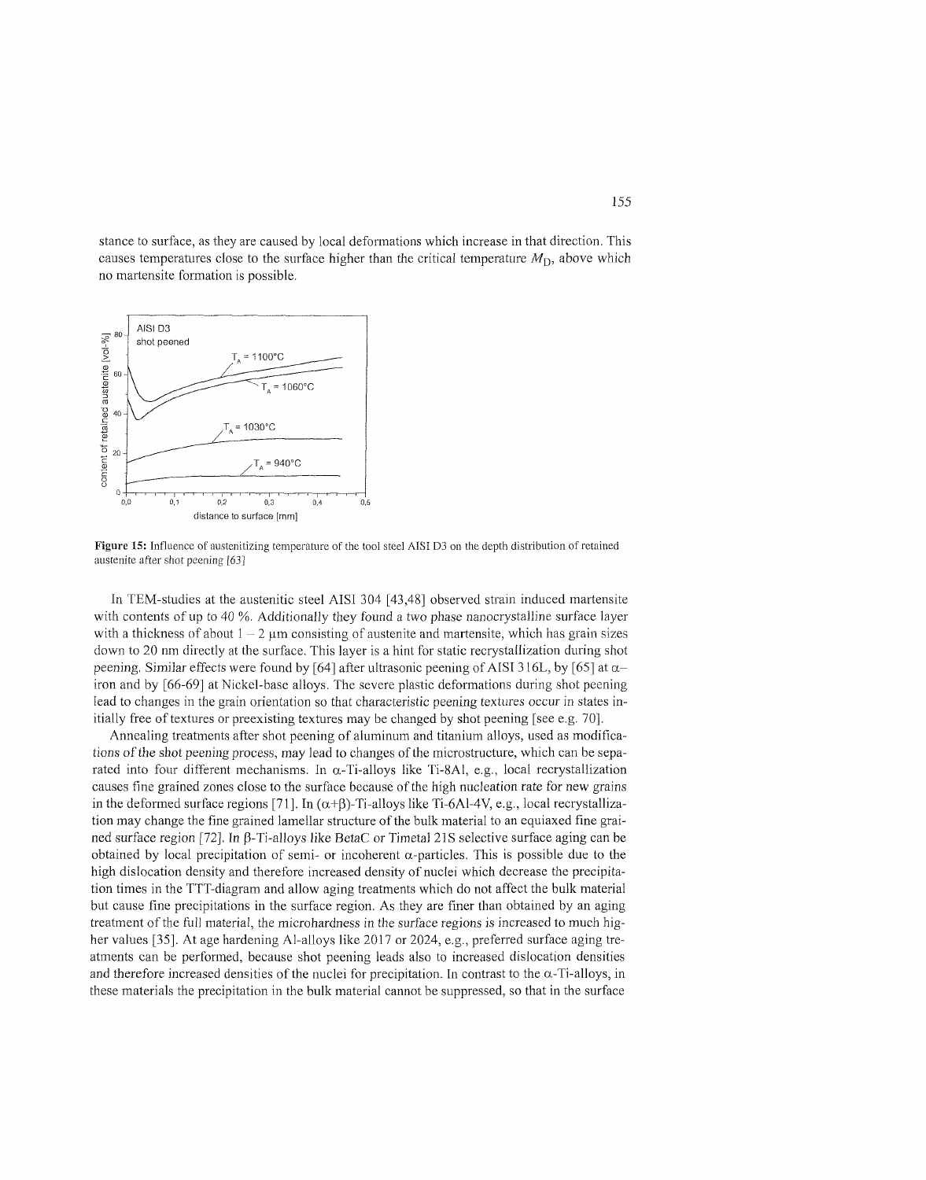stance to surface, as they are caused by local deformations which increase in that direction. This causes temperatures close to the surface higher than the critical temperature $M_D$, above which no martensite formation is possible.

**Figure 15:** Influence of austenitizing temperature of the tool steel AISI D3 on the depth distribution of retained austenite after shot peening [63]

In TEM-studies at the austenitic steel AISI 304 [43,48] observed strain induced martensite with contents of up to 40 %. Additionally they found a two phase nanocrystalline surface layer with a thickness of about 1 – 2 µm consisting of austenite and martensite, which has grain sizes down to 20 nm directly at the surface. This layer is a hint for static recrystallization during shot peening. Similar effects were found by [64] after ultrasonic peening of AISI 316L, by [65] at α–iron and by [66-69] at Nickel-base alloys. The severe plastic deformations during shot peening lead to changes in the grain orientation so that characteristic peening textures occur in states initially free of textures or preexisting textures may be changed by shot peening [see e.g. 70].

Annealing treatments after shot peening of aluminum and titanium alloys, used as modifications of the shot peening process, may lead to changes of the microstructure, which can be separated into four different mechanisms. In α-Ti-alloys like Ti-8Al, e.g., local recrystallization causes fine grained zones close to the surface because of the high nucleation rate for new grains in the deformed surface regions [71]. In (α+β)-Ti-alloys like Ti-6Al-4V, e.g., local recrystallization may change the fine grained lamellar structure of the bulk material to an equiaxed fine grained surface region [72]. In β-Ti-alloys like BetaC or Timetal 21S selective surface aging can be obtained by local precipitation of semi- or incoherent α-particles. This is possible due to the high dislocation density and therefore increased density of nuclei which decrease the precipitation times in the TTT-diagram and allow aging treatments which do not affect the bulk material but cause fine precipitations in the surface region. As they are finer than obtained by an aging treatment of the full material, the microhardness in the surface regions is increased to much higher values [35]. At age hardening Al-alloys like 2017 or 2024, e.g., preferred surface aging treatments can be performed, because shot peening leads also to increased dislocation densities and therefore increased densities of the nuclei for precipitation. In contrast to the α-Ti-alloys, in these materials the precipitation in the bulk material cannot be suppressed, so that in the surface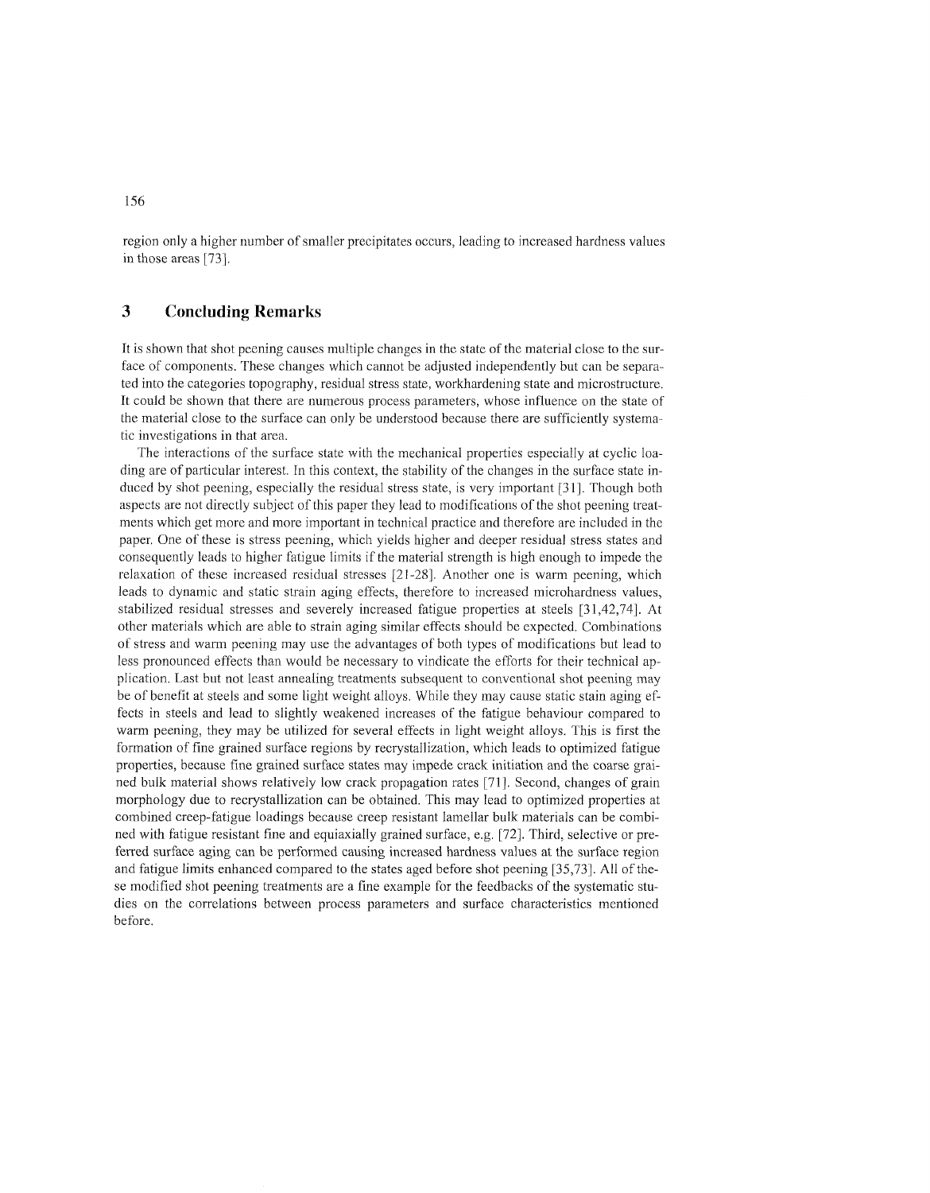region only a higher number of smaller precipitates occurs, leading to increased hardness values in those areas [73].

## 3 Concluding Remarks

It is shown that shot peening causes multiple changes in the state of the material close to the surface of components. These changes which cannot be adjusted independently but can be separated into the categories topography, residual stress state, workhardening state and microstructure. It could be shown that there are numerous process parameters, whose influence on the state of the material close to the surface can only be understood because there are sufficiently systematic investigations in that area.

The interactions of the surface state with the mechanical properties especially at cyclic loading are of particular interest. In this context, the stability of the changes in the surface state induced by shot peening, especially the residual stress state, is very important [31]. Though both aspects are not directly subject of this paper they lead to modifications of the shot peening treatments which get more and more important in technical practice and therefore are included in the paper. One of these is stress peening, which yields higher and deeper residual stress states and consequently leads to higher fatigue limits if the material strength is high enough to impede the relaxation of these increased residual stresses [21-28]. Another one is warm peening, which leads to dynamic and static strain aging effects, therefore to increased microhardness values, stabilized residual stresses and severely increased fatigue properties at steels [31,42,74]. At other materials which are able to strain aging similar effects should be expected. Combinations of stress and warm peening may use the advantages of both types of modifications but lead to less pronounced effects than would be necessary to vindicate the efforts for their technical application. Last but not least annealing treatments subsequent to conventional shot peening may be of benefit at steels and some light weight alloys. While they may cause static stain aging effects in steels and lead to slightly weakened increases of the fatigue behaviour compared to warm peening, they may be utilized for several effects in light weight alloys. This is first the formation of fine grained surface regions by recrystallization, which leads to optimized fatigue properties, because fine grained surface states may impede crack initiation and the coarse grained bulk material shows relatively low crack propagation rates [71]. Second, changes of grain morphology due to recrystallization can be obtained. This may lead to optimized properties at combined creep-fatigue loadings because creep resistant lamellar bulk materials can be combined with fatigue resistant fine and equiaxially grained surface, e.g. [72]. Third, selective or preferred surface aging can be performed causing increased hardness values at the surface region and fatigue limits enhanced compared to the states aged before shot peening [35,73]. All of these modified shot peening treatments are a fine example for the feedbacks of the systematic studies on the correlations between process parameters and surface characteristics mentioned before.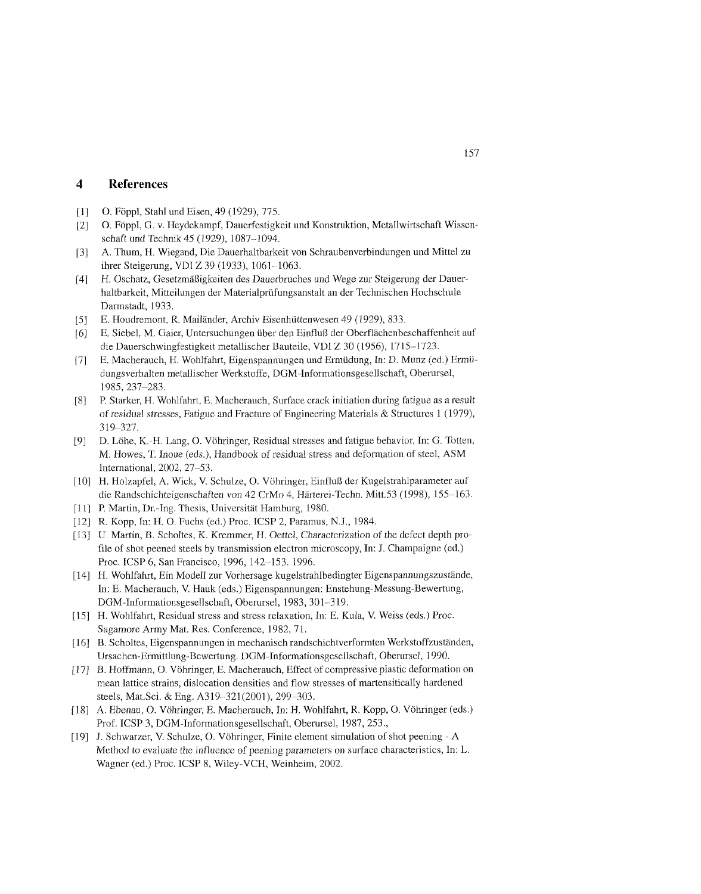# 4 References

[1] O. Föppl, Stahl und Eisen, 49 (1929), 775.

[2] O. Föppl, G. v. Heydekampf, Dauerfestigkeit und Konstruktion, Metallwirtschaft Wissenschaft und Technik 45 (1929), 1087–1094.

[3] A. Thum, H. Wiegand, Die Dauerhaltbarkeit von Schraubenverbindungen und Mittel zu ihrer Steigerung, VDI Z 39 (1933), 1061–1063.

[4] H. Oschatz, Gesetzmäßigkeiten des Dauerbruches und Wege zur Steigerung der Dauerhaltbarkeit, Mitteilungen der Materialprüfungsanstalt an der Technischen Hochschule Darmstadt, 1933.

[5] E. Houdremont, R. Mailänder, Archiv Eisenhüttenwesen 49 (1929), 833.

[6] E. Siebel, M. Gaier, Untersuchungen über den Einfluß der Oberflächenbeschaffenheit auf die Dauerschwingfestigkeit metallischer Bauteile, VDI Z 30 (1956), 1715–1723.

[7] E. Macherauch, H. Wohlfahrt, Eigenspannungen und Ermüdung, In: D. Munz (ed.) Ermüdungsverhalten metallischer Werkstoffe, DGM-Informationsgesellschaft, Oberursel, 1985, 237–283.

[8] P. Starker, H. Wohlfahrt, E. Macherauch, Surface crack initiation during fatigue as a result of residual stresses, Fatigue and Fracture of Engineering Materials & Structures 1 (1979), 319–327.

[9] D. Löhe, K.-H. Lang, O. Vöhringer, Residual stresses and fatigue behavior, In: G. Totten, M. Howes, T. Inoue (eds.), Handbook of residual stress and deformation of steel, ASM International, 2002, 27–53.

[10] H. Holzapfel, A. Wick, V. Schulze, O. Vöhringer, Einfluß der Kugelstrahlparameter auf die Randschichteigenschaften von 42 CrMo 4, Härterei-Techn. Mitt.53 (1998), 155–163.

[11] P. Martin, Dr.-Ing. Thesis, Universität Hamburg, 1980.

[12] R. Kopp, In: H. O. Fuchs (ed.) Proc. ICSP 2, Paramus, N.J., 1984.

[13] U. Martin, B. Scholtes, K. Kremmer, H. Oettel, Characterization of the defect depth profile of shot peened steels by transmission electron microscopy, In: J. Champaigne (ed.) Proc. ICSP 6, San Francisco, 1996, 142–153. 1996.

[14] H. Wohlfahrt, Ein Modell zur Vorhersage kugelstrahlbedingter Eigenspannungszustände, In: E. Macherauch, V. Hauk (eds.) Eigenspannungen: Enstehung-Messung-Bewertung, DGM-Informationsgesellschaft, Oberursel, 1983, 301–319.

[15] H. Wohlfahrt, Residual stress and stress relaxation, In: E. Kula, V. Weiss (eds.) Proc. Sagamore Army Mat. Res. Conference, 1982, 71.

[16] B. Scholtes, Eigenspannungen in mechanisch randschichtverformten Werkstoffzuständen, Ursachen-Ermittlung-Bewertung. DGM-Informationsgesellschaft, Oberursel, 1990.

[17] B. Hoffmann, O. Vöhringer, E. Macherauch, Effect of compressive plastic deformation on mean lattice strains, dislocation densities and flow stresses of martensitically hardened steels, Mat.Sci. & Eng. A319–321(2001), 299–303.

[18] A. Ebenau, O. Vöhringer, E. Macherauch, In: H. Wohlfahrt, R. Kopp, O. Vöhringer (eds.) Prof. ICSP 3, DGM-Informationsgesellschaft, Oberursel, 1987, 253.,

[19] J. Schwarzer, V. Schulze, O. Vöhringer, Finite element simulation of shot peening - A Method to evaluate the influence of peening parameters on surface characteristics, In: L. Wagner (ed.) Proc. ICSP 8, Wiley-VCH, Weinheim, 2002.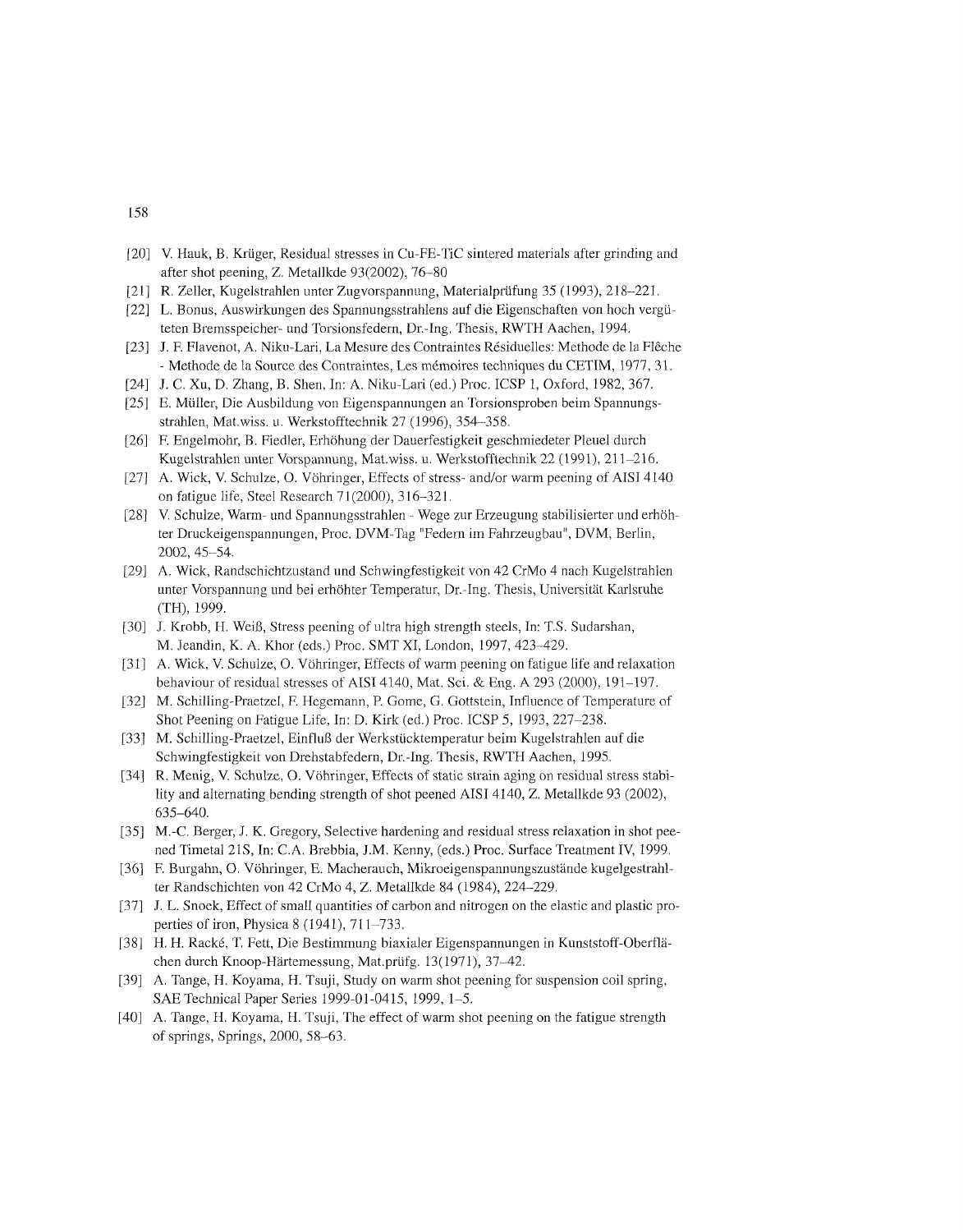[20] V. Hauk, B. Krüger, Residual stresses in Cu-FE-TiC sintered materials after grinding and after shot peening, Z. Metallkde 93(2002), 76–80

[21] R. Zeller, Kugelstrahlen unter Zugvorspannung, Materialprüfung 35 (1993), 218–221.

[22] L. Bonus, Auswirkungen des Spannungsstrahlens auf die Eigenschaften von hoch vergüteten Bremsspeicher- und Torsionsfedern, Dr.-Ing. Thesis, RWTH Aachen, 1994.

[23] J. F. Flavenot, A. Niku-Lari, La Mesure des Contraintes Résiduelles: Methode de la Flêche - Methode de la Source des Contraintes, Les mémoires techniques du CETIM, 1977, 31.

[24] J. C. Xu, D. Zhang, B. Shen, In: A. Niku-Lari (ed.) Proc. ICSP 1, Oxford, 1982, 367.

[25] E. Müller, Die Ausbildung von Eigenspannungen an Torsionsproben beim Spannungsstrahlen, Mat.wiss. u. Werkstofftechnik 27 (1996), 354–358.

[26] F. Engelmohr, B. Fiedler, Erhöhung der Dauerfestigkeit geschmiedeter Pleuel durch Kugelstrahlen unter Vorspannung, Mat.wiss. u. Werkstofftechnik 22 (1991), 211–216.

[27] A. Wick, V. Schulze, O. Vöhringer, Effects of stress- and/or warm peening of AISI 4140 on fatigue life, Steel Research 71(2000), 316–321.

[28] V. Schulze, Warm- und Spannungsstrahlen - Wege zur Erzeugung stabilisierter und erhöhter Druckeigenspannungen, Proc. DVM-Tag "Federn im Fahrzeugbau", DVM, Berlin, 2002, 45–54.

[29] A. Wick, Randschichtzustand und Schwingfestigkeit von 42 CrMo 4 nach Kugelstrahlen unter Vorspannung und bei erhöhter Temperatur, Dr.-Ing. Thesis, Universität Karlsruhe (TH), 1999.

[30] J. Krobb, H. Weiß, Stress peening of ultra high strength steels, In: T.S. Sudarshan, M. Jeandin, K. A. Khor (eds.) Proc. SMT XI, London, 1997, 423–429.

[31] A. Wick, V. Schulze, O. Vöhringer, Effects of warm peening on fatigue life and relaxation behaviour of residual stresses of AISI 4140, Mat. Sci. & Eng. A 293 (2000), 191–197.

[32] M. Schilling-Praetzel, F. Hegemann, P. Gome, G. Gottstein, Influence of Temperature of Shot Peening on Fatigue Life, In: D. Kirk (ed.) Proc. ICSP 5, 1993, 227–238.

[33] M. Schilling-Praetzel, Einfluß der Werkstücktemperatur beim Kugelstrahlen auf die Schwingfestigkeit von Drehstabfedern, Dr.-Ing. Thesis, RWTH Aachen, 1995.

[34] R. Menig, V. Schulze, O. Vöhringer, Effects of static strain aging on residual stress stability and alternating bending strength of shot peened AISI 4140, Z. Metallkde 93 (2002), 635–640.

[35] M.-C. Berger, J. K. Gregory, Selective hardening and residual stress relaxation in shot peened Timetal 21S, In: C.A. Brebbia, J.M. Kenny, (eds.) Proc. Surface Treatment IV, 1999.

[36] F. Burgahn, O. Vöhringer, E. Macherauch, Mikroeigenspannungszustände kugelgestrahlter Randschichten von 42 CrMo 4, Z. Metallkde 84 (1984), 224–229.

[37] J. L. Snoek, Effect of small quantities of carbon and nitrogen on the elastic and plastic properties of iron, Physica 8 (1941), 711–733.

[38] H. H. Racké, T. Fett, Die Bestimmung biaxialer Eigenspannungen in Kunststoff-Oberflächen durch Knoop-Härtemessung, Mat.prüfg. 13(1971), 37–42.

[39] A. Tange, H. Koyama, H. Tsuji, Study on warm shot peening for suspension coil spring, SAE Technical Paper Series 1999-01-0415, 1999, 1–5.

[40] A. Tange, H. Koyama, H. Tsuji, The effect of warm shot peening on the fatigue strength of springs, Springs, 2000, 58–63.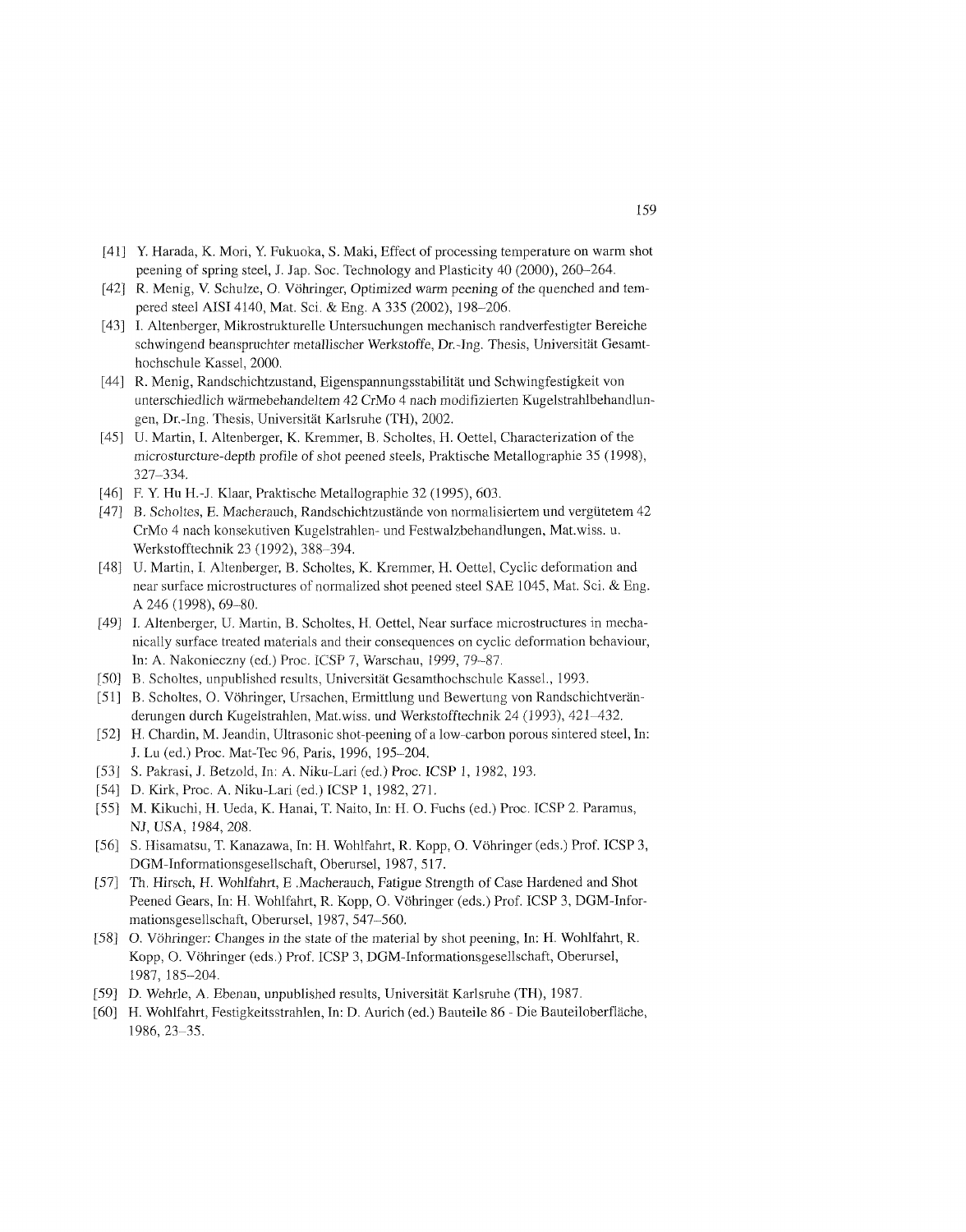[41] Y. Harada, K. Mori, Y. Fukuoka, S. Maki, Effect of processing temperature on warm shot peening of spring steel, J. Jap. Soc. Technology and Plasticity 40 (2000), 260–264.

[42] R. Menig, V. Schulze, O. Vöhringer, Optimized warm peening of the quenched and tempered steel AISI 4140, Mat. Sci. & Eng. A 335 (2002), 198–206.

[43] I. Altenberger, Mikrostrukturelle Untersuchungen mechanisch randverfestigter Bereiche schwingend beanspruchter metallischer Werkstoffe, Dr.-Ing. Thesis, Universität Gesamthochschule Kassel, 2000.

[44] R. Menig, Randschichtzustand, Eigenspannungsstabilität und Schwingfestigkeit von unterschiedlich wärmebehandeltem 42 CrMo 4 nach modifizierten Kugelstrahlbehandlungen, Dr.-Ing. Thesis, Universität Karlsruhe (TH), 2002.

[45] U. Martin, I. Altenberger, K. Kremmer, B. Scholtes, H. Oettel, Characterization of the microsturcture-depth profile of shot peened steels, Praktische Metallographie 35 (1998), 327–334.

[46] F. Y. Hu H.-J. Klaar, Praktische Metallographie 32 (1995), 603.

[47] B. Scholtes, E. Macherauch, Randschichtzustände von normalisiertem und vergütetem 42 CrMo 4 nach konsekutiven Kugelstrahlen- und Festwalzbehandlungen, Mat.wiss. u. Werkstofftechnik 23 (1992), 388–394.

[48] U. Martin, I. Altenberger, B. Scholtes, K. Kremmer, H. Oettel, Cyclic deformation and near surface microstructures of normalized shot peened steel SAE 1045, Mat. Sci. & Eng. A 246 (1998), 69–80.

[49] I. Altenberger, U. Martin, B. Scholtes, H. Oettel, Near surface microstructures in mechanically surface treated materials and their consequences on cyclic deformation behaviour, In: A. Nakonieczny (ed.) Proc. ICSP 7, Warschau, 1999, 79–87.

[50] B. Scholtes, unpublished results, Universität Gesamthochschule Kassel., 1993.

[51] B. Scholtes, O. Vöhringer, Ursachen, Ermittlung und Bewertung von Randschichtveränderungen durch Kugelstrahlen, Mat.wiss. und Werkstofftechnik 24 (1993), 421–432.

[52] H. Chardin, M. Jeandin, Ultrasonic shot-peening of a low-carbon porous sintered steel, In: J. Lu (ed.) Proc. Mat-Tec 96, Paris, 1996, 195–204.

[53] S. Pakrasi, J. Betzold, In: A. Niku-Lari (ed.) Proc. ICSP 1, 1982, 193.

[54] D. Kirk, Proc. A. Niku-Lari (ed.) ICSP 1, 1982, 271.

[55] M. Kikuchi, H. Ueda, K. Hanai, T. Naito, In: H. O. Fuchs (ed.) Proc. ICSP 2. Paramus, NJ, USA, 1984, 208.

[56] S. Hisamatsu, T. Kanazawa, In: H. Wohlfahrt, R. Kopp, O. Vöhringer (eds.) Prof. ICSP 3, DGM-Informationsgesellschaft, Oberursel, 1987, 517.

[57] Th. Hirsch, H. Wohlfahrt, E .Macherauch, Fatigue Strength of Case Hardened and Shot Peened Gears, In: H. Wohlfahrt, R. Kopp, O. Vöhringer (eds.) Prof. ICSP 3, DGM-Informationsgesellschaft, Oberursel, 1987, 547–560.

[58] O. Vöhringer: Changes in the state of the material by shot peening, In: H. Wohlfahrt, R. Kopp, O. Vöhringer (eds.) Prof. ICSP 3, DGM-Informationsgesellschaft, Oberursel, 1987, 185–204.

[59] D. Wehrle, A. Ebenau, unpublished results, Universität Karlsruhe (TH), 1987.

[60] H. Wohlfahrt, Festigkeitsstrahlen, In: D. Aurich (ed.) Bauteile 86 - Die Bauteiloberfläche, 1986, 23–35.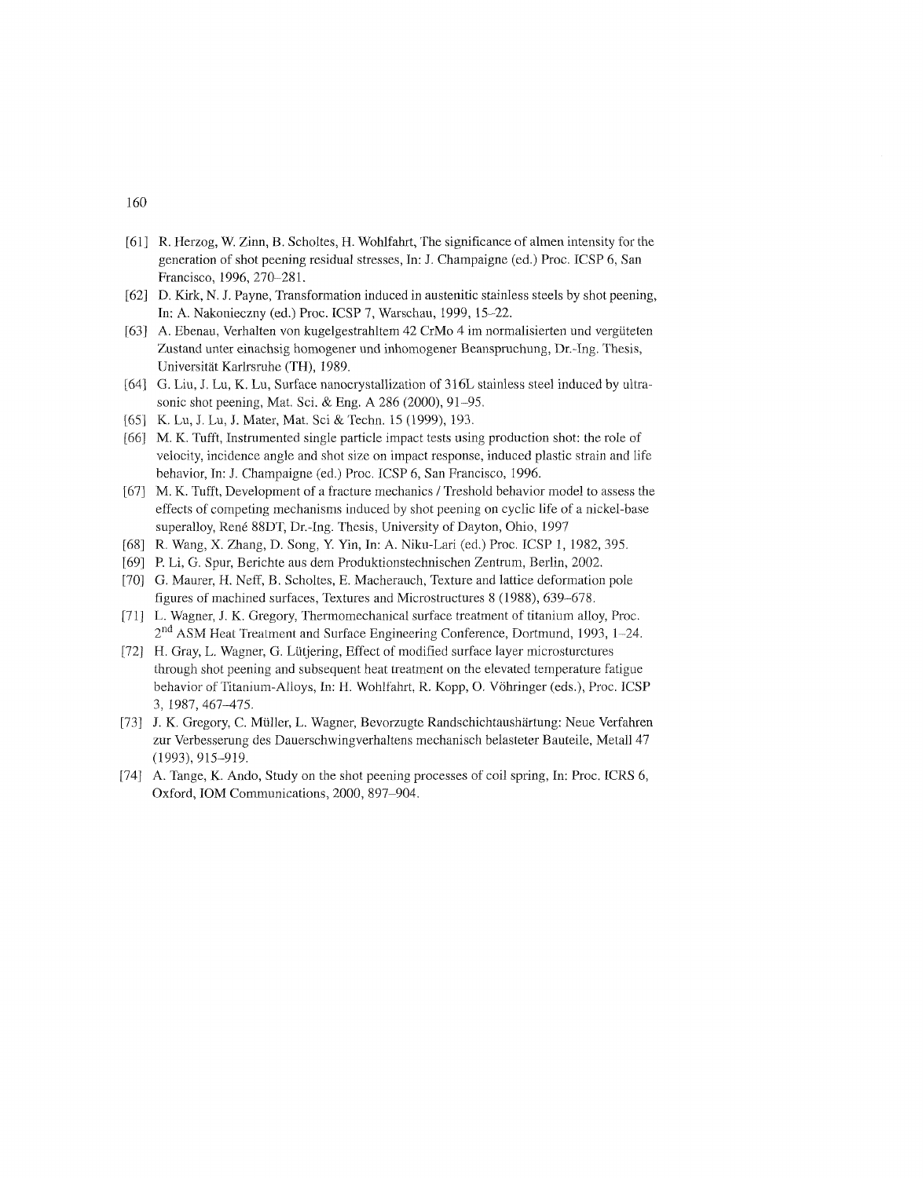[61] R. Herzog, W. Zinn, B. Scholtes, H. Wohlfahrt, The significance of almen intensity for the generation of shot peening residual stresses, In: J. Champaigne (ed.) Proc. ICSP 6, San Francisco, 1996, 270–281.

[62] D. Kirk, N. J. Payne, Transformation induced in austenitic stainless steels by shot peening, In: A. Nakonieczny (ed.) Proc. ICSP 7, Warschau, 1999, 15–22.

[63] A. Ebenau, Verhalten von kugelgestrahltem 42 CrMo 4 im normalisierten und vergüteten Zustand unter einachsig homogener und inhomogener Beanspruchung, Dr.-Ing. Thesis, Universität Karlrsruhe (TH), 1989.

[64] G. Liu, J. Lu, K. Lu, Surface nanocrystallization of 316L stainless steel induced by ultrasonic shot peening, Mat. Sci. & Eng. A 286 (2000), 91–95.

[65] K. Lu, J. Lu, J. Mater, Mat. Sci & Techn. 15 (1999), 193.

[66] M. K. Tufft, Instrumented single particle impact tests using production shot: the role of velocity, incidence angle and shot size on impact response, induced plastic strain and life behavior, In: J. Champaigne (ed.) Proc. ICSP 6, San Francisco, 1996.

[67] M. K. Tufft, Development of a fracture mechanics / Treshold behavior model to assess the effects of competing mechanisms induced by shot peening on cyclic life of a nickel-base superalloy, René 88DT, Dr.-Ing. Thesis, University of Dayton, Ohio, 1997

[68] R. Wang, X. Zhang, D. Song, Y. Yin, In: A. Niku-Lari (ed.) Proc. ICSP 1, 1982, 395.

[69] P. Li, G. Spur, Berichte aus dem Produktionstechnischen Zentrum, Berlin, 2002.

[70] G. Maurer, H. Neff, B. Scholtes, E. Macherauch, Texture and lattice deformation pole figures of machined surfaces, Textures and Microstructures 8 (1988), 639–678.

[71] L. Wagner, J. K. Gregory, Thermomechanical surface treatment of titanium alloy, Proc. 2nd ASM Heat Treatment and Surface Engineering Conference, Dortmund, 1993, 1–24.

[72] H. Gray, L. Wagner, G. Lütjering, Effect of modified surface layer microsturctures through shot peening and subsequent heat treatment on the elevated temperature fatigue behavior of Titanium-Alloys, In: H. Wohlfahrt, R. Kopp, O. Vöhringer (eds.), Proc. ICSP 3, 1987, 467–475.

[73] J. K. Gregory, C. Müller, L. Wagner, Bevorzugte Randschichtaushärtung: Neue Verfahren zur Verbesserung des Dauerschwingverhaltens mechanisch belasteter Bauteile, Metall 47 (1993), 915–919.

[74] A. Tange, K. Ando, Study on the shot peening processes of coil spring, In: Proc. ICRS 6, Oxford, IOM Communications, 2000, 897–904.